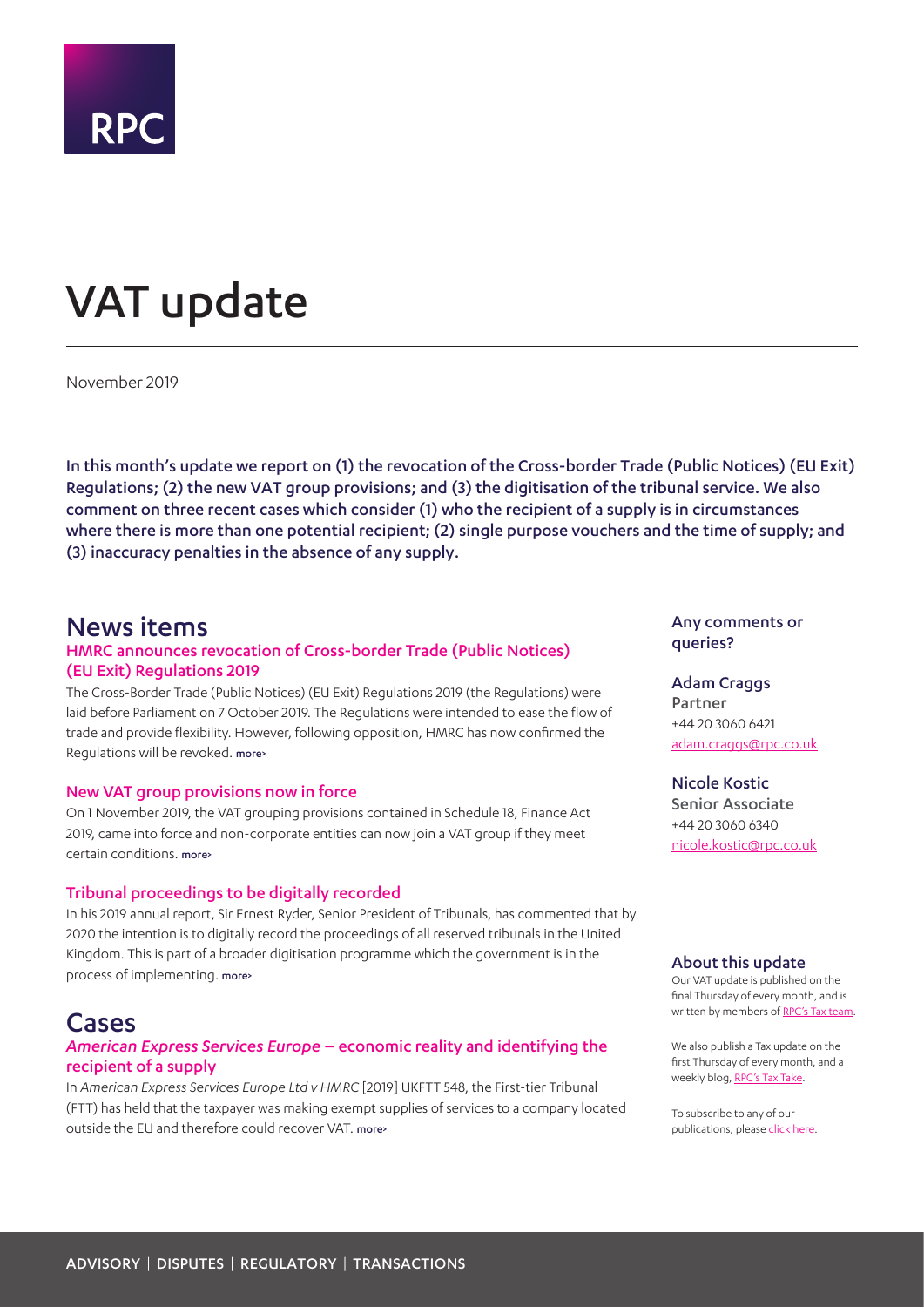RPC

# VAT update

November 2019

**In this month's update we report on (1) the revocation of the Cross-border Trade (Public Notices) (EU Exit) Regulations; (2) the new VAT group provisions; and (3) the digitisation of the tribunal service. We also comment on three recent cases which consider (1) who the recipient of a supply is in circumstances where there is more than one potential recipient; (2) single purpose vouchers and the time of supply; and (3) inaccuracy penalties in the absence of any supply.**

## News items

### HMRC announces revocation of Cross-border Trade (Public Notices) (EU Exit) Regulations 2019

The Cross-Border Trade (Public Notices) (EU Exit) Regulations 2019 (the Regulations) were laid before Parliament on 7 October 2019. The Regulations were intended to ease the flow of trade and provide flexibility. However, following opposition, HMRC has now confirmed the Regulations will be revoked. more›

### New VAT group provisions now in force

On 1 November 2019, the VAT grouping provisions contained in Schedule 18, Finance Act 2019, came into force and non-corporate entities can now join a VAT group if they meet certain conditions. more›

### Tribunal proceedings to be digitally recorded

In his 2019 annual report, Sir Ernest Ryder, Senior President of Tribunals, has commented that by 2020 the intention is to digitally record the proceedings of all reserved tribunals in the United Kingdom. This is part of a broader digitisation programme which the government is in the process of implementing. more›

## Cases

### *American Express Services Europe* – economic reality and identifying the recipient of a supply

In *American Express Services Europe Ltd v HMRC* [2019] UKFTT 548, the First-tier Tribunal (FTT) has held that the taxpayer was making exempt supplies of services to a company located outside the EU and therefore could recover VAT. more›

**Any comments or queries?**

**Adam Craggs**
Partner
+44 20 3060 6421
adam.craggs@rpc.co.uk

**Nicole Kostic**
Senior Associate
+44 20 3060 6340
nicole.kostic@rpc.co.uk

**About this update**

Our VAT update is published on the final Thursday of every month, and is written by members of RPC's Tax team.

We also publish a Tax update on the first Thursday of every month, and a weekly blog, RPC's Tax Take.

To subscribe to any of our publications, please click here.

ADVISORY | DISPUTES | REGULATORY | TRANSACTIONS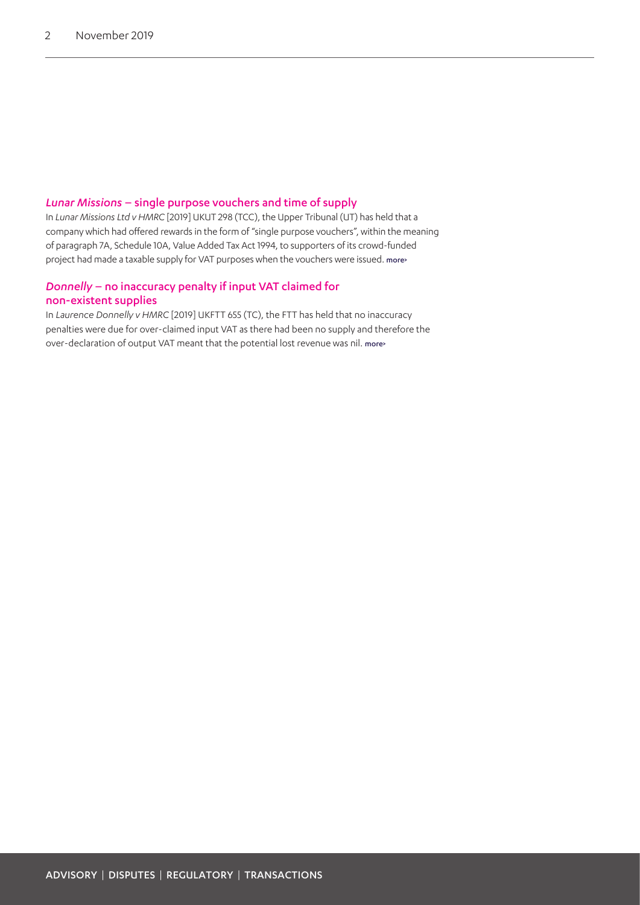## *Lunar Missions* – single purpose vouchers and time of supply

In *Lunar Missions Ltd v HMRC* [2019] UKUT 298 (TCC), the Upper Tribunal (UT) has held that a company which had offered rewards in the form of "single purpose vouchers", within the meaning of paragraph 7A, Schedule 10A, Value Added Tax Act 1994, to supporters of its crowd-funded project had made a taxable supply for VAT purposes when the vouchers were issued. more>

## *Donnelly* – no inaccuracy penalty if input VAT claimed for non-existent supplies

In *Laurence Donnelly v HMRC* [2019] UKFTT 655 (TC), the FTT has held that no inaccuracy penalties were due for over-claimed input VAT as there had been no supply and therefore the over-declaration of output VAT meant that the potential lost revenue was nil. more>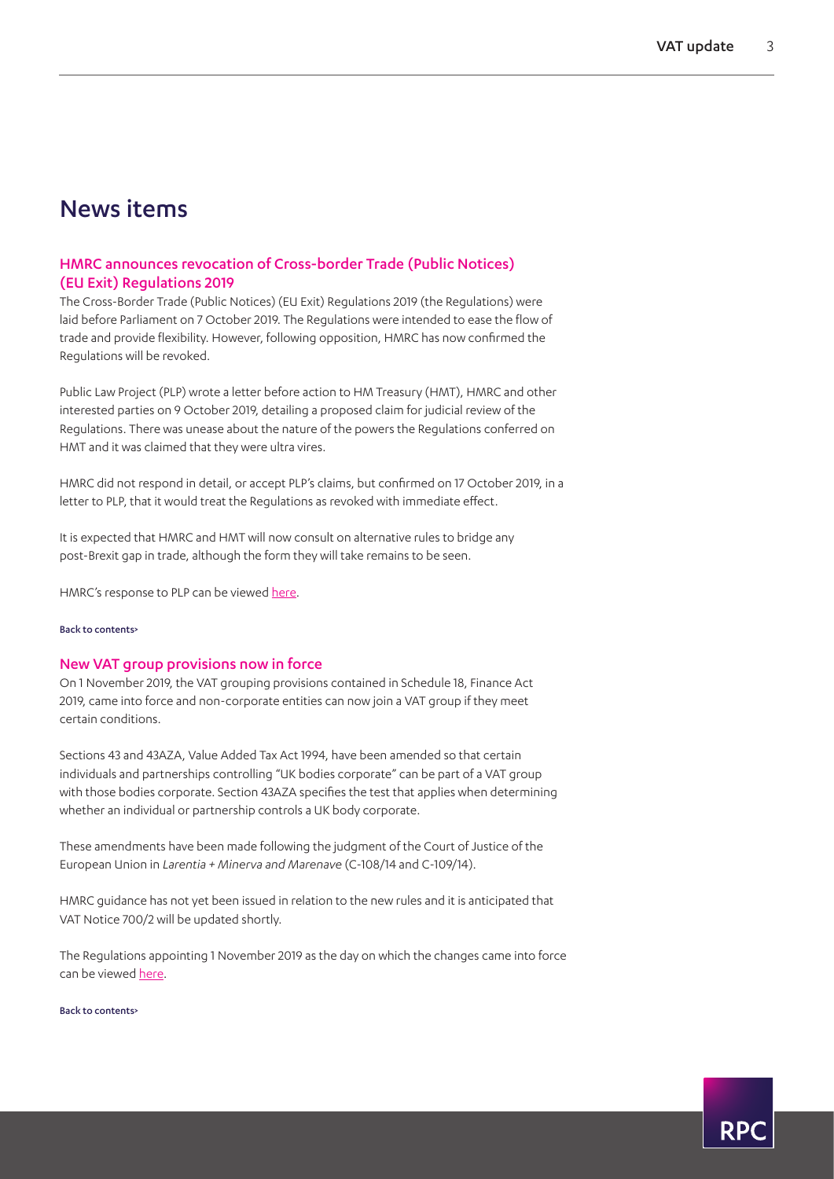# News items

## HMRC announces revocation of Cross-border Trade (Public Notices) (EU Exit) Regulations 2019

The Cross-Border Trade (Public Notices) (EU Exit) Regulations 2019 (the Regulations) were laid before Parliament on 7 October 2019. The Regulations were intended to ease the flow of trade and provide flexibility. However, following opposition, HMRC has now confirmed the Regulations will be revoked.

Public Law Project (PLP) wrote a letter before action to HM Treasury (HMT), HMRC and other interested parties on 9 October 2019, detailing a proposed claim for judicial review of the Regulations. There was unease about the nature of the powers the Regulations conferred on HMT and it was claimed that they were ultra vires.

HMRC did not respond in detail, or accept PLP's claims, but confirmed on 17 October 2019, in a letter to PLP, that it would treat the Regulations as revoked with immediate effect.

It is expected that HMRC and HMT will now consult on alternative rules to bridge any post-Brexit gap in trade, although the form they will take remains to be seen.

HMRC's response to PLP can be viewed here.

Back to contents>

## New VAT group provisions now in force

On 1 November 2019, the VAT grouping provisions contained in Schedule 18, Finance Act 2019, came into force and non-corporate entities can now join a VAT group if they meet certain conditions.

Sections 43 and 43AZA, Value Added Tax Act 1994, have been amended so that certain individuals and partnerships controlling "UK bodies corporate" can be part of a VAT group with those bodies corporate. Section 43AZA specifies the test that applies when determining whether an individual or partnership controls a UK body corporate.

These amendments have been made following the judgment of the Court of Justice of the European Union in *Larentia + Minerva and Marenave* (C-108/14 and C-109/14).

HMRC guidance has not yet been issued in relation to the new rules and it is anticipated that VAT Notice 700/2 will be updated shortly.

The Regulations appointing 1 November 2019 as the day on which the changes came into force can be viewed here.

Back to contents>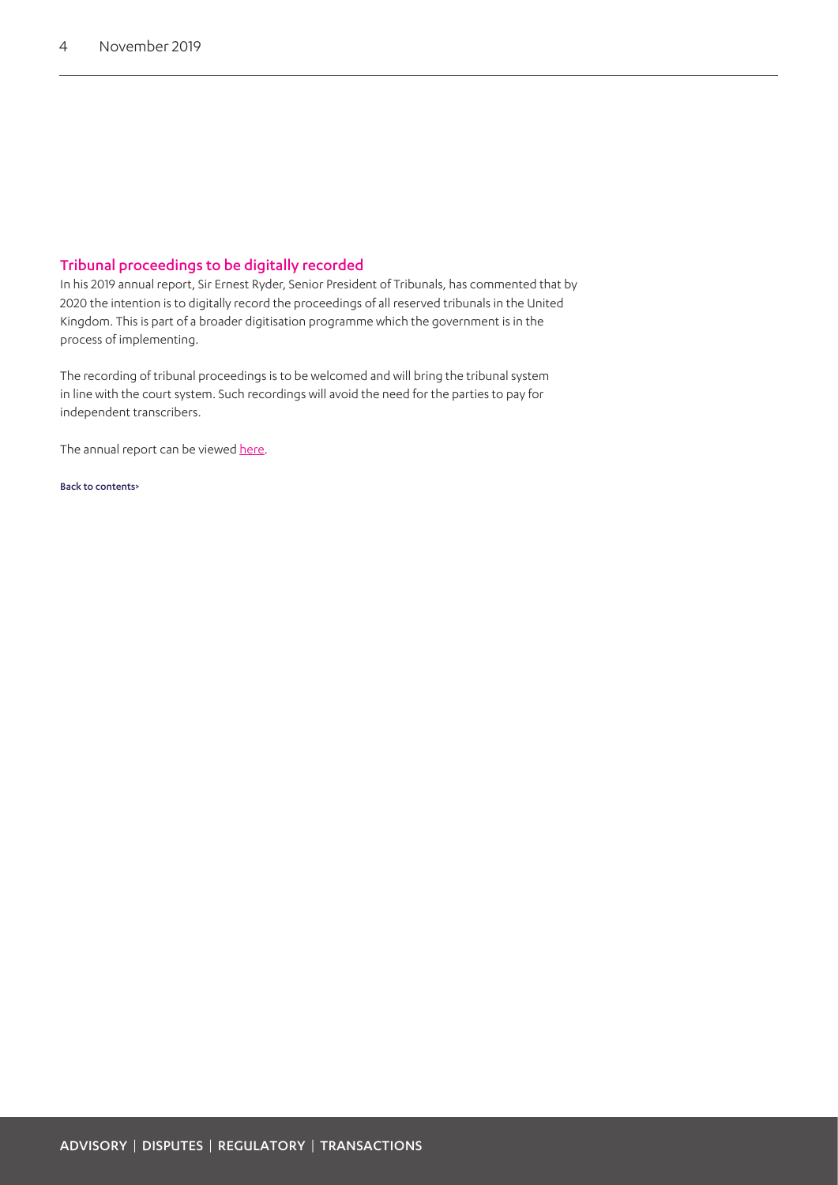## Tribunal proceedings to be digitally recorded

In his 2019 annual report, Sir Ernest Ryder, Senior President of Tribunals, has commented that by 2020 the intention is to digitally record the proceedings of all reserved tribunals in the United Kingdom. This is part of a broader digitisation programme which the government is in the process of implementing.

The recording of tribunal proceedings is to be welcomed and will bring the tribunal system in line with the court system. Such recordings will avoid the need for the parties to pay for independent transcribers.

The annual report can be viewed here.

Back to contents>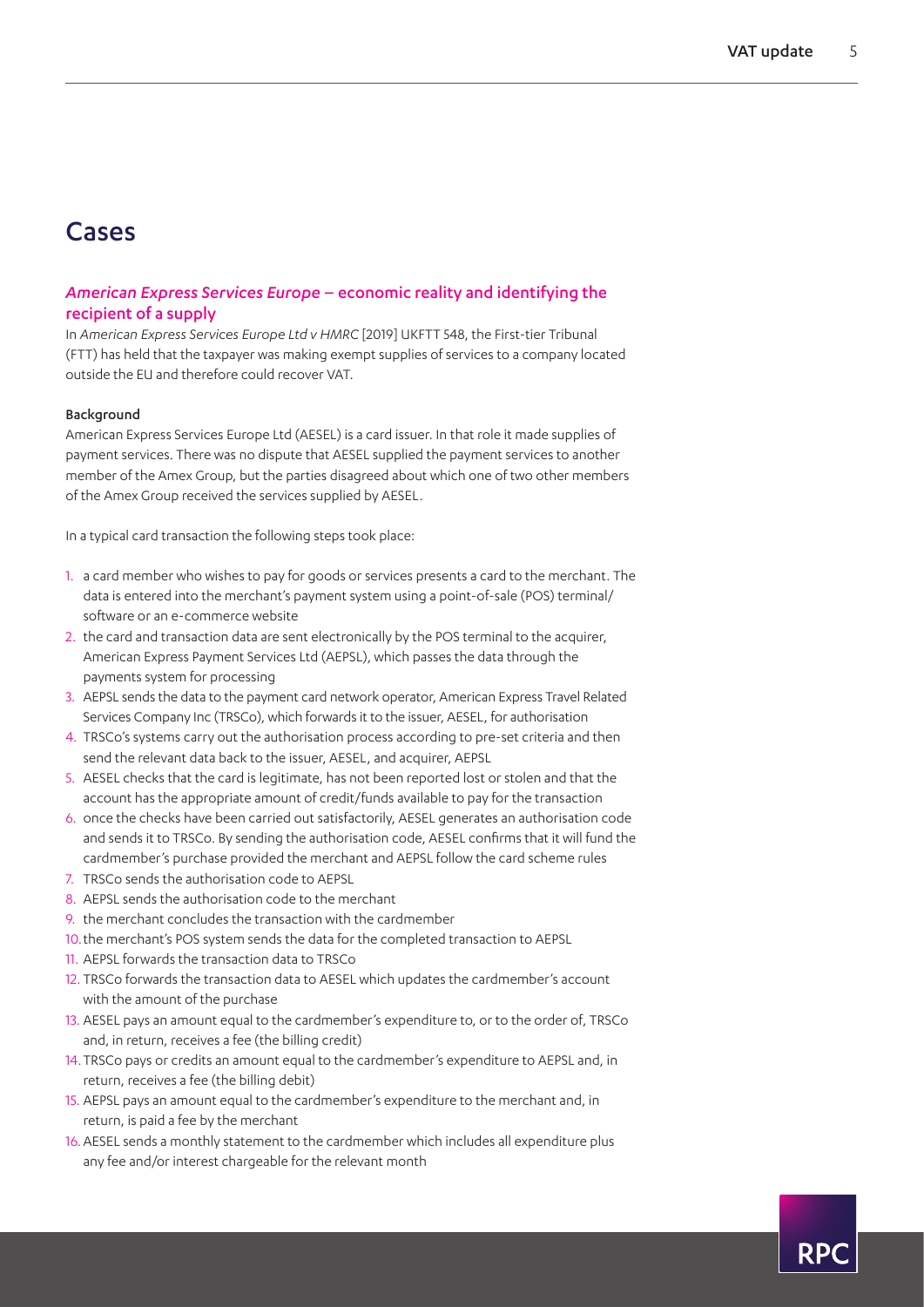# Cases

## *American Express Services Europe* – economic reality and identifying the recipient of a supply

In *American Express Services Europe Ltd v HMRC* [2019] UKFTT 548, the First-tier Tribunal (FTT) has held that the taxpayer was making exempt supplies of services to a company located outside the EU and therefore could recover VAT.

### Background

American Express Services Europe Ltd (AESEL) is a card issuer. In that role it made supplies of payment services. There was no dispute that AESEL supplied the payment services to another member of the Amex Group, but the parties disagreed about which one of two other members of the Amex Group received the services supplied by AESEL.

In a typical card transaction the following steps took place:

1. a card member who wishes to pay for goods or services presents a card to the merchant. The data is entered into the merchant's payment system using a point-of-sale (POS) terminal/ software or an e-commerce website
2. the card and transaction data are sent electronically by the POS terminal to the acquirer, American Express Payment Services Ltd (AEPSL), which passes the data through the payments system for processing
3. AEPSL sends the data to the payment card network operator, American Express Travel Related Services Company Inc (TRSCo), which forwards it to the issuer, AESEL, for authorisation
4. TRSCo's systems carry out the authorisation process according to pre-set criteria and then send the relevant data back to the issuer, AESEL, and acquirer, AEPSL
5. AESEL checks that the card is legitimate, has not been reported lost or stolen and that the account has the appropriate amount of credit/funds available to pay for the transaction
6. once the checks have been carried out satisfactorily, AESEL generates an authorisation code and sends it to TRSCo. By sending the authorisation code, AESEL confirms that it will fund the cardmember's purchase provided the merchant and AEPSL follow the card scheme rules
7. TRSCo sends the authorisation code to AEPSL
8. AEPSL sends the authorisation code to the merchant
9. the merchant concludes the transaction with the cardmember
10. the merchant's POS system sends the data for the completed transaction to AEPSL
11. AEPSL forwards the transaction data to TRSCo
12. TRSCo forwards the transaction data to AESEL which updates the cardmember's account with the amount of the purchase
13. AESEL pays an amount equal to the cardmember's expenditure to, or to the order of, TRSCo and, in return, receives a fee (the billing credit)
14. TRSCo pays or credits an amount equal to the cardmember's expenditure to AEPSL and, in return, receives a fee (the billing debit)
15. AEPSL pays an amount equal to the cardmember's expenditure to the merchant and, in return, is paid a fee by the merchant
16. AESEL sends a monthly statement to the cardmember which includes all expenditure plus any fee and/or interest chargeable for the relevant month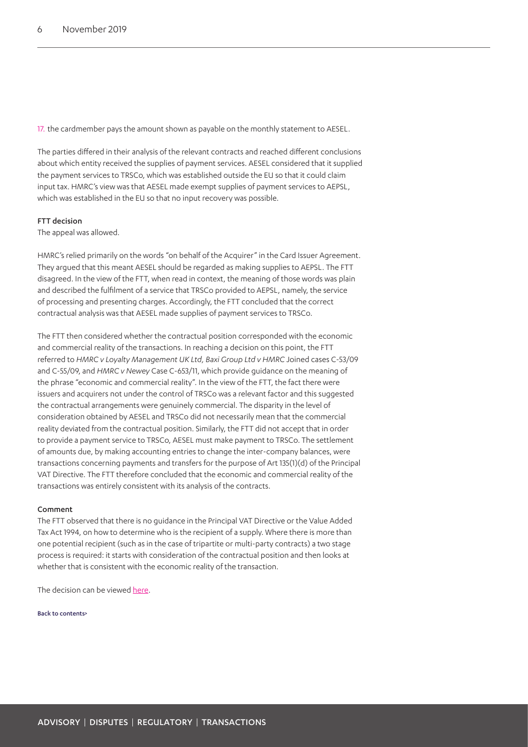17. the cardmember pays the amount shown as payable on the monthly statement to AESEL.

The parties differed in their analysis of the relevant contracts and reached different conclusions about which entity received the supplies of payment services. AESEL considered that it supplied the payment services to TRSCo, which was established outside the EU so that it could claim input tax. HMRC's view was that AESEL made exempt supplies of payment services to AEPSL, which was established in the EU so that no input recovery was possible.

#### FTT decision

The appeal was allowed.

HMRC's relied primarily on the words "on behalf of the Acquirer" in the Card Issuer Agreement. They argued that this meant AESEL should be regarded as making supplies to AEPSL. The FTT disagreed. In the view of the FTT, when read in context, the meaning of those words was plain and described the fulfilment of a service that TRSCo provided to AEPSL, namely, the service of processing and presenting charges. Accordingly, the FTT concluded that the correct contractual analysis was that AESEL made supplies of payment services to TRSCo.

The FTT then considered whether the contractual position corresponded with the economic and commercial reality of the transactions. In reaching a decision on this point, the FTT referred to *HMRC v Loyalty Management UK Ltd, Baxi Group Ltd v HMRC* Joined cases C-53/09 and C-55/09, and *HMRC v Newey* Case C-653/11, which provide guidance on the meaning of the phrase "economic and commercial reality". In the view of the FTT, the fact there were issuers and acquirers not under the control of TRSCo was a relevant factor and this suggested the contractual arrangements were genuinely commercial. The disparity in the level of consideration obtained by AESEL and TRSCo did not necessarily mean that the commercial reality deviated from the contractual position. Similarly, the FTT did not accept that in order to provide a payment service to TRSCo, AESEL must make payment to TRSCo. The settlement of amounts due, by making accounting entries to change the inter-company balances, were transactions concerning payments and transfers for the purpose of Art 135(1)(d) of the Principal VAT Directive. The FTT therefore concluded that the economic and commercial reality of the transactions was entirely consistent with its analysis of the contracts.

#### Comment

The FTT observed that there is no guidance in the Principal VAT Directive or the Value Added Tax Act 1994, on how to determine who is the recipient of a supply. Where there is more than one potential recipient (such as in the case of tripartite or multi-party contracts) a two stage process is required: it starts with consideration of the contractual position and then looks at whether that is consistent with the economic reality of the transaction.

The decision can be viewed [here](#).

Back to contents>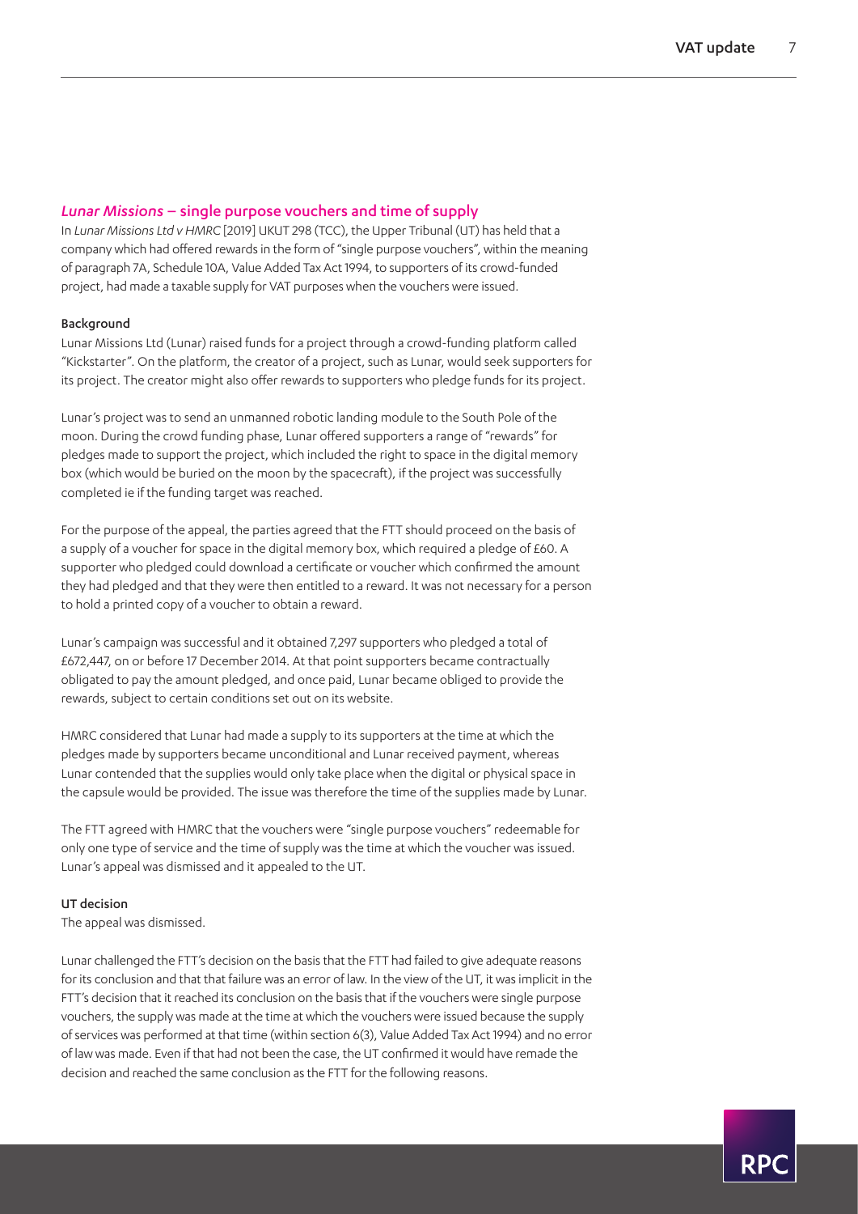## *Lunar Missions* – single purpose vouchers and time of supply

In *Lunar Missions Ltd v HMRC* [2019] UKUT 298 (TCC), the Upper Tribunal (UT) has held that a company which had offered rewards in the form of "single purpose vouchers", within the meaning of paragraph 7A, Schedule 10A, Value Added Tax Act 1994, to supporters of its crowd-funded project, had made a taxable supply for VAT purposes when the vouchers were issued.

### Background

Lunar Missions Ltd (Lunar) raised funds for a project through a crowd-funding platform called "Kickstarter". On the platform, the creator of a project, such as Lunar, would seek supporters for its project. The creator might also offer rewards to supporters who pledge funds for its project.

Lunar's project was to send an unmanned robotic landing module to the South Pole of the moon. During the crowd funding phase, Lunar offered supporters a range of "rewards" for pledges made to support the project, which included the right to space in the digital memory box (which would be buried on the moon by the spacecraft), if the project was successfully completed ie if the funding target was reached.

For the purpose of the appeal, the parties agreed that the FTT should proceed on the basis of a supply of a voucher for space in the digital memory box, which required a pledge of £60. A supporter who pledged could download a certificate or voucher which confirmed the amount they had pledged and that they were then entitled to a reward. It was not necessary for a person to hold a printed copy of a voucher to obtain a reward.

Lunar's campaign was successful and it obtained 7,297 supporters who pledged a total of £672,447, on or before 17 December 2014. At that point supporters became contractually obligated to pay the amount pledged, and once paid, Lunar became obliged to provide the rewards, subject to certain conditions set out on its website.

HMRC considered that Lunar had made a supply to its supporters at the time at which the pledges made by supporters became unconditional and Lunar received payment, whereas Lunar contended that the supplies would only take place when the digital or physical space in the capsule would be provided. The issue was therefore the time of the supplies made by Lunar.

The FTT agreed with HMRC that the vouchers were "single purpose vouchers" redeemable for only one type of service and the time of supply was the time at which the voucher was issued. Lunar's appeal was dismissed and it appealed to the UT.

### UT decision

The appeal was dismissed.

Lunar challenged the FTT's decision on the basis that the FTT had failed to give adequate reasons for its conclusion and that that failure was an error of law. In the view of the UT, it was implicit in the FTT's decision that it reached its conclusion on the basis that if the vouchers were single purpose vouchers, the supply was made at the time at which the vouchers were issued because the supply of services was performed at that time (within section 6(3), Value Added Tax Act 1994) and no error of law was made. Even if that had not been the case, the UT confirmed it would have remade the decision and reached the same conclusion as the FTT for the following reasons.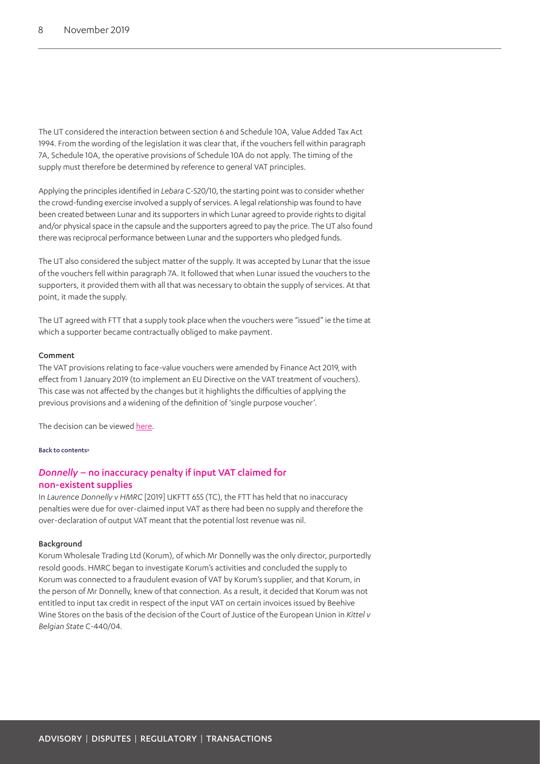The UT considered the interaction between section 6 and Schedule 10A, Value Added Tax Act 1994. From the wording of the legislation it was clear that, if the vouchers fell within paragraph 7A, Schedule 10A, the operative provisions of Schedule 10A do not apply. The timing of the supply must therefore be determined by reference to general VAT principles.

Applying the principles identified in *Lebara* C-520/10, the starting point was to consider whether the crowd-funding exercise involved a supply of services. A legal relationship was found to have been created between Lunar and its supporters in which Lunar agreed to provide rights to digital and/or physical space in the capsule and the supporters agreed to pay the price. The UT also found there was reciprocal performance between Lunar and the supporters who pledged funds.

The UT also considered the subject matter of the supply. It was accepted by Lunar that the issue of the vouchers fell within paragraph 7A. It followed that when Lunar issued the vouchers to the supporters, it provided them with all that was necessary to obtain the supply of services. At that point, it made the supply.

The UT agreed with FTT that a supply took place when the vouchers were "issued" ie the time at which a supporter became contractually obliged to make payment.

#### Comment

The VAT provisions relating to face-value vouchers were amended by Finance Act 2019, with effect from 1 January 2019 (to implement an EU Directive on the VAT treatment of vouchers). This case was not affected by the changes but it highlights the difficulties of applying the previous provisions and a widening of the definition of 'single purpose voucher'.

The decision can be viewed here.

Back to contents>

### *Donnelly* – no inaccuracy penalty if input VAT claimed for non-existent supplies

In *Laurence Donnelly v HMRC* [2019] UKFTT 655 (TC), the FTT has held that no inaccuracy penalties were due for over-claimed input VAT as there had been no supply and therefore the over-declaration of output VAT meant that the potential lost revenue was nil.

#### Background

Korum Wholesale Trading Ltd (Korum), of which Mr Donnelly was the only director, purportedly resold goods. HMRC began to investigate Korum's activities and concluded the supply to Korum was connected to a fraudulent evasion of VAT by Korum's supplier, and that Korum, in the person of Mr Donnelly, knew of that connection. As a result, it decided that Korum was not entitled to input tax credit in respect of the input VAT on certain invoices issued by Beehive Wine Stores on the basis of the decision of the Court of Justice of the European Union in *Kittel v Belgian State* C-440/04.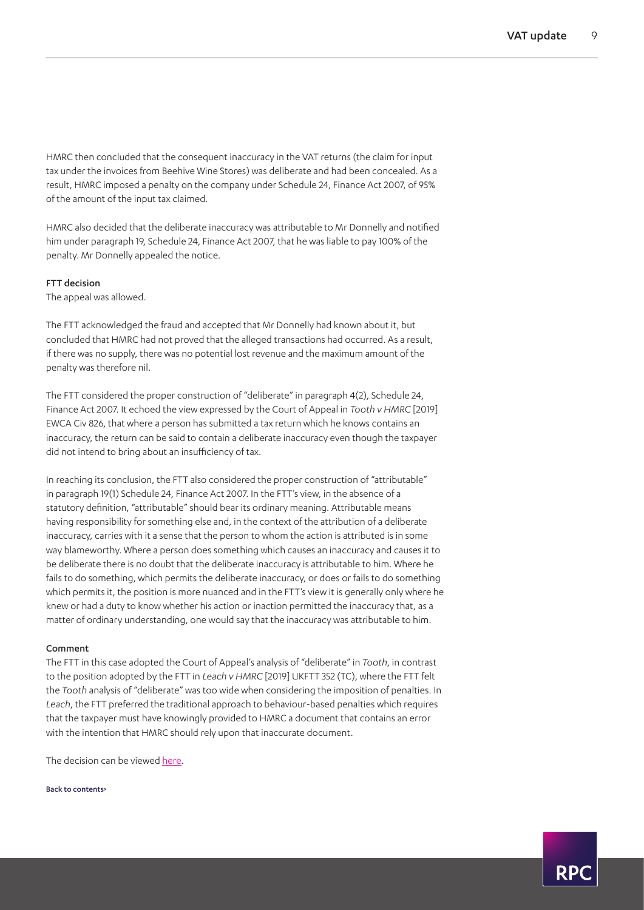HMRC then concluded that the consequent inaccuracy in the VAT returns (the claim for input tax under the invoices from Beehive Wine Stores) was deliberate and had been concealed. As a result, HMRC imposed a penalty on the company under Schedule 24, Finance Act 2007, of 95% of the amount of the input tax claimed.

HMRC also decided that the deliberate inaccuracy was attributable to Mr Donnelly and notified him under paragraph 19, Schedule 24, Finance Act 2007, that he was liable to pay 100% of the penalty. Mr Donnelly appealed the notice.

### FTT decision

The appeal was allowed.

The FTT acknowledged the fraud and accepted that Mr Donnelly had known about it, but concluded that HMRC had not proved that the alleged transactions had occurred. As a result, if there was no supply, there was no potential lost revenue and the maximum amount of the penalty was therefore nil.

The FTT considered the proper construction of "deliberate" in paragraph 4(2), Schedule 24, Finance Act 2007. It echoed the view expressed by the Court of Appeal in *Tooth v HMRC* [2019] EWCA Civ 826, that where a person has submitted a tax return which he knows contains an inaccuracy, the return can be said to contain a deliberate inaccuracy even though the taxpayer did not intend to bring about an insufficiency of tax.

In reaching its conclusion, the FTT also considered the proper construction of "attributable" in paragraph 19(1) Schedule 24, Finance Act 2007. In the FTT's view, in the absence of a statutory definition, "attributable" should bear its ordinary meaning. Attributable means having responsibility for something else and, in the context of the attribution of a deliberate inaccuracy, carries with it a sense that the person to whom the action is attributed is in some way blameworthy. Where a person does something which causes an inaccuracy and causes it to be deliberate there is no doubt that the deliberate inaccuracy is attributable to him. Where he fails to do something, which permits the deliberate inaccuracy, or does or fails to do something which permits it, the position is more nuanced and in the FTT's view it is generally only where he knew or had a duty to know whether his action or inaction permitted the inaccuracy that, as a matter of ordinary understanding, one would say that the inaccuracy was attributable to him.

### Comment

The FTT in this case adopted the Court of Appeal's analysis of "deliberate" in *Tooth*, in contrast to the position adopted by the FTT in *Leach v HMRC* [2019] UKFTT 352 (TC), where the FTT felt the *Tooth* analysis of "deliberate" was too wide when considering the imposition of penalties. In *Leach*, the FTT preferred the traditional approach to behaviour-based penalties which requires that the taxpayer must have knowingly provided to HMRC a document that contains an error with the intention that HMRC should rely upon that inaccurate document.

The decision can be viewed here.

Back to contents>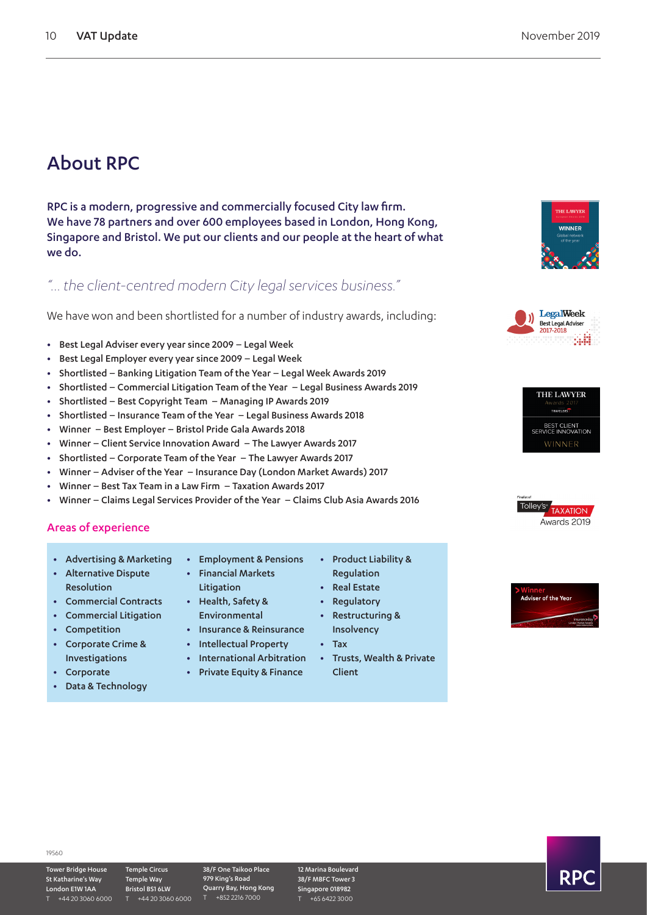# About RPC

RPC is a modern, progressive and commercially focused City law firm. We have 78 partners and over 600 employees based in London, Hong Kong, Singapore and Bristol. We put our clients and our people at the heart of what we do.

*"... the client-centred modern City legal services business."*

We have won and been shortlisted for a number of industry awards, including:

- Best Legal Adviser every year since 2009 – Legal Week
- Best Legal Employer every year since 2009 – Legal Week
- Shortlisted – Banking Litigation Team of the Year – Legal Week Awards 2019
- Shortlisted – Commercial Litigation Team of the Year – Legal Business Awards 2019
- Shortlisted – Best Copyright Team – Managing IP Awards 2019
- Shortlisted – Insurance Team of the Year – Legal Business Awards 2018
- Winner – Best Employer – Bristol Pride Gala Awards 2018
- Winner – Client Service Innovation Award – The Lawyer Awards 2017
- Shortlisted – Corporate Team of the Year – The Lawyer Awards 2017
- Winner – Adviser of the Year – Insurance Day (London Market Awards) 2017
- Winner – Best Tax Team in a Law Firm – Taxation Awards 2017
- Winner – Claims Legal Services Provider of the Year – Claims Club Asia Awards 2016

## Areas of experience

- Advertising & Marketing
- Alternative Dispute Resolution
- Commercial Contracts
- Commercial Litigation
- Competition
- Corporate Crime & Investigations
- Corporate
- Data & Technology
- Employment & Pensions
- Financial Markets Litigation
- Health, Safety & Environmental
- Insurance & Reinsurance
- Intellectual Property
- International Arbitration
- Private Equity & Finance
- Product Liability & Regulation
- Real Estate
- Regulatory
- Restructuring & Insolvency
- Tax
- Trusts, Wealth & Private Client

19560

Tower Bridge House
St Katharine's Way
London E1W 1AA
T +44 20 3060 6000

Temple Circus
Temple Way
Bristol BS1 6LW
T +44 20 3060 6000

38/F One Taikoo Place
979 King's Road
Quarry Bay, Hong Kong
T +852 2216 7000

12 Marina Boulevard
38/F MBFC Tower 3
Singapore 018982
T +65 6422 3000